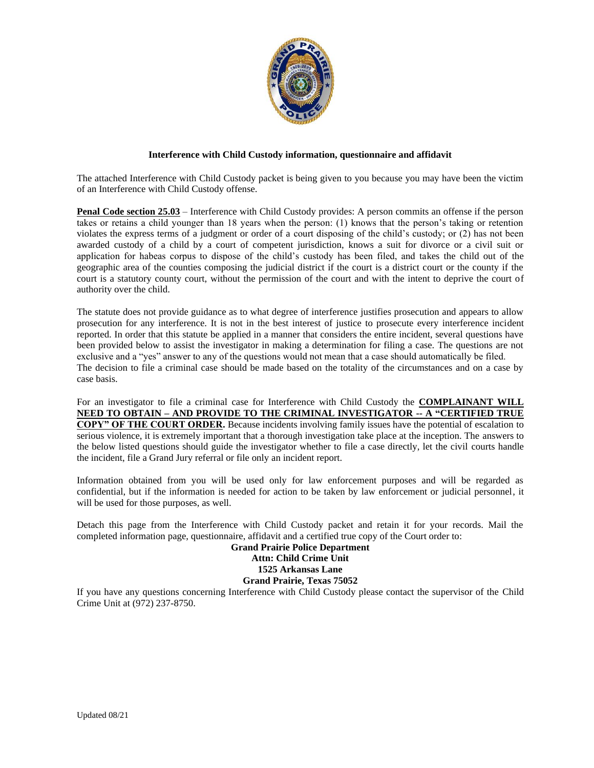**Interference with Child Custody information, questionnaire and affidavit**

The attached Interference with Child Custody packet is being given to you because you may have been the victim of an Interference with Child Custody offense.

**Penal Code section 25.03** – Interference with Child Custody provides: A person commits an offense if the person takes or retains a child younger than 18 years when the person: (1) knows that the person's taking or retention violates the express terms of a judgment or order of a court disposing of the child's custody; or (2) has not been awarded custody of a child by a court of competent jurisdiction, knows a suit for divorce or a civil suit or application for habeas corpus to dispose of the child's custody has been filed, and takes the child out of the geographic area of the counties composing the judicial district if the court is a district court or the county if the court is a statutory county court, without the permission of the court and with the intent to deprive the court of authority over the child.

The statute does not provide guidance as to what degree of interference justifies prosecution and appears to allow prosecution for any interference. It is not in the best interest of justice to prosecute every interference incident reported. In order that this statute be applied in a manner that considers the entire incident, several questions have been provided below to assist the investigator in making a determination for filing a case. The questions are not exclusive and a "yes" answer to any of the questions would not mean that a case should automatically be filed. The decision to file a criminal case should be made based on the totality of the circumstances and on a case by case basis.

For an investigator to file a criminal case for Interference with Child Custody the **COMPLAINANT WILL NEED TO OBTAIN – AND PROVIDE TO THE CRIMINAL INVESTIGATOR -- A "CERTIFIED TRUE COPY" OF THE COURT ORDER.** Because incidents involving family issues have the potential of escalation to serious violence, it is extremely important that a thorough investigation take place at the inception. The answers to the below listed questions should guide the investigator whether to file a case directly, let the civil courts handle the incident, file a Grand Jury referral or file only an incident report.

Information obtained from you will be used only for law enforcement purposes and will be regarded as confidential, but if the information is needed for action to be taken by law enforcement or judicial personnel, it will be used for those purposes, as well.

Detach this page from the Interference with Child Custody packet and retain it for your records. Mail the completed information page, questionnaire, affidavit and a certified true copy of the Court order to:

**Grand Prairie Police Department**
**Attn: Child Crime Unit**
**1525 Arkansas Lane**
**Grand Prairie, Texas 75052**

If you have any questions concerning Interference with Child Custody please contact the supervisor of the Child Crime Unit at (972) 237-8750.

Updated 08/21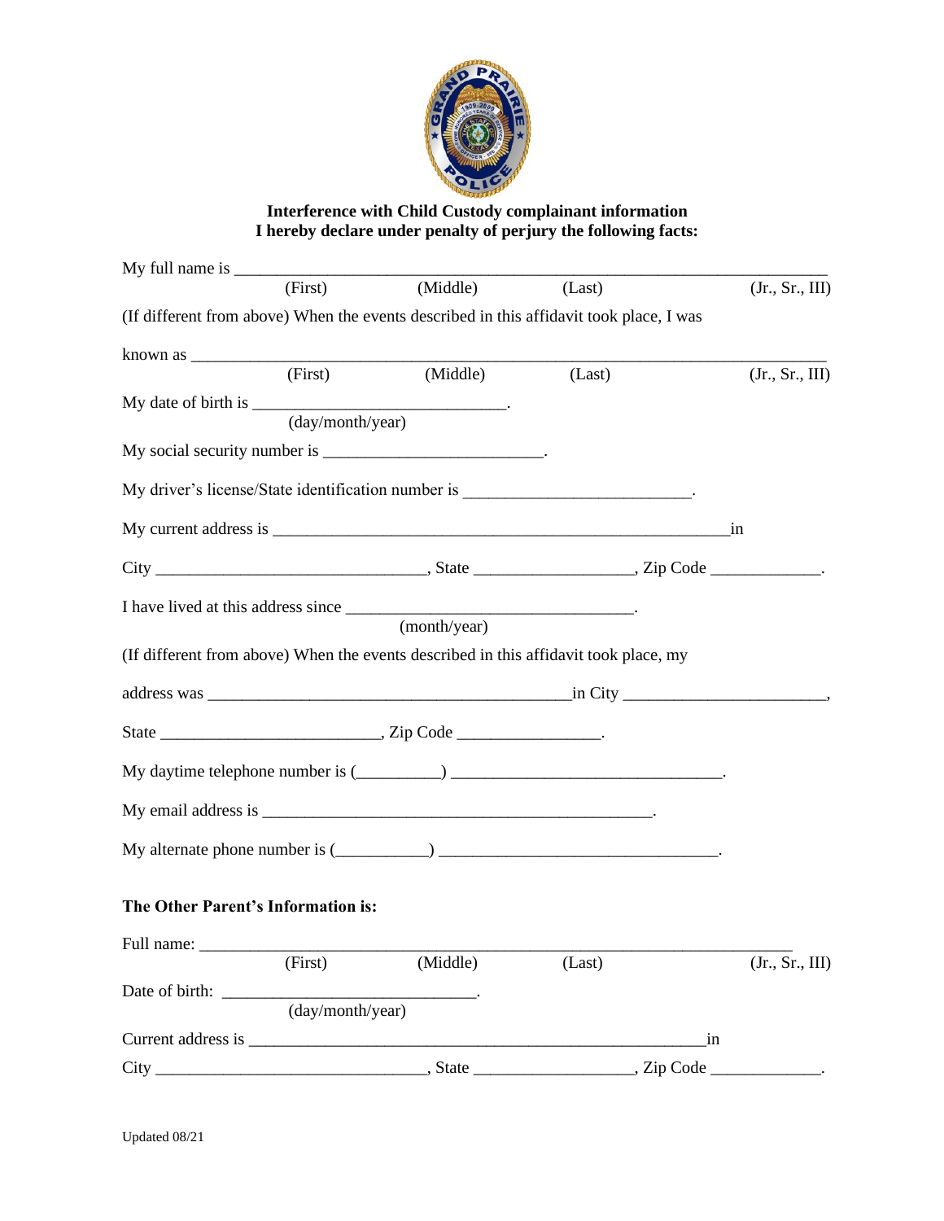**Interference with Child Custody complainant information**
**I hereby declare under penalty of perjury the following facts:**

My full name is ___________________________________________________________________
(First) (Middle) (Last) (Jr., Sr., III)

(If different from above) When the events described in this affidavit took place, I was

known as _________________________________________________________________________
(First) (Middle) (Last) (Jr., Sr., III)

My date of birth is _____________________________.
(day/month/year)

My social security number is _________________________.

My driver's license/State identification number is _________________________.

My current address is ____________________________________________________ in

City ______________________________, State _________________, Zip Code ____________.

I have lived at this address since ________________________________.
(month/year)

(If different from above) When the events described in this affidavit took place, my

address was _________________________________________ in City ______________________,

State _______________________, Zip Code _______________.

My daytime telephone number is (_________) _______________________________.

My email address is ______________________________________________.

My alternate phone number is (__________) ________________________________.

**The Other Parent's Information is:**

Full name: _________________________________________________________________
(First) (Middle) (Last) (Jr., Sr., III)

Date of birth: _____________________________.
(day/month/year)

Current address is ____________________________________________________ in

City ______________________________, State _________________, Zip Code ____________.

Updated 08/21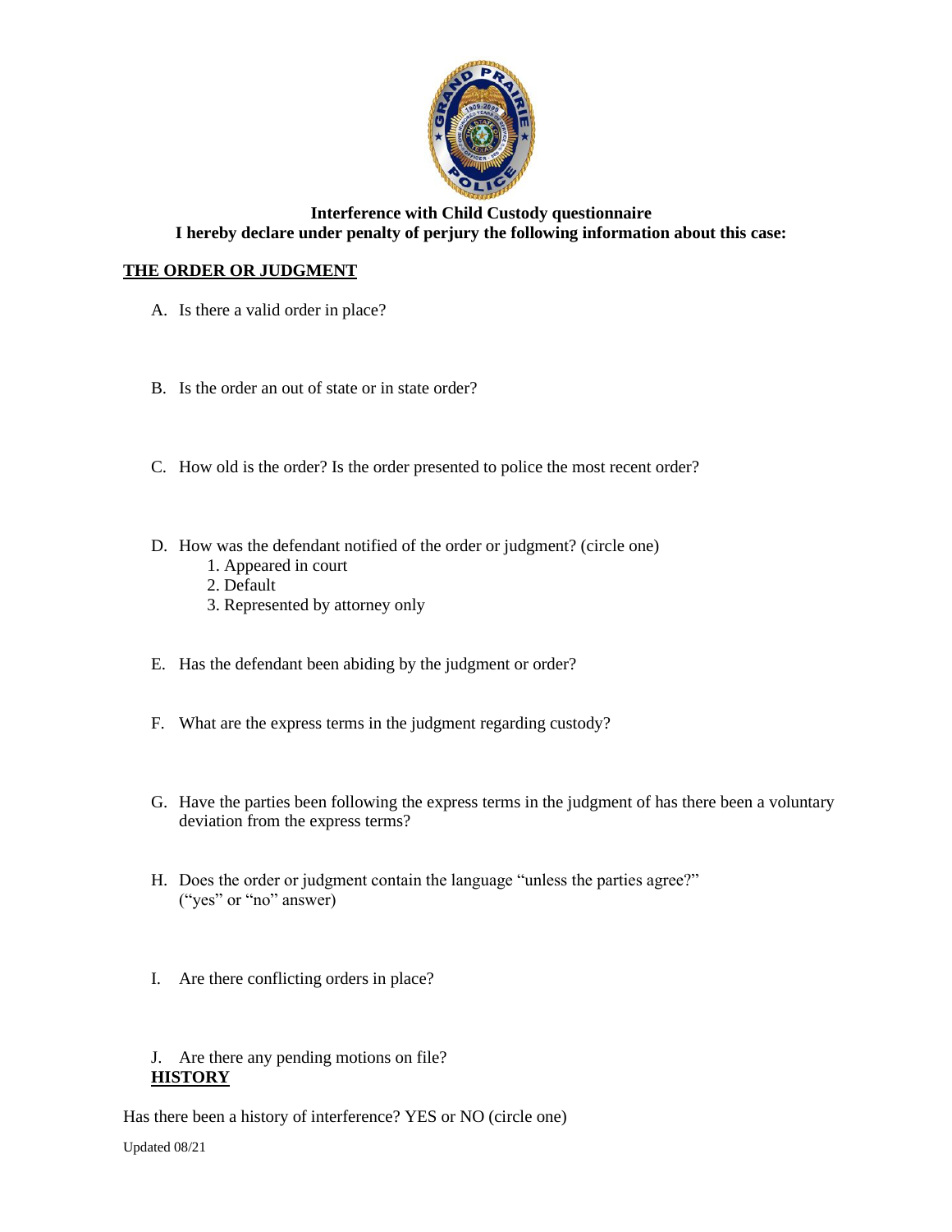**Interference with Child Custody questionnaire**
**I hereby declare under penalty of perjury the following information about this case:**

## THE ORDER OR JUDGMENT

A. Is there a valid order in place?

B. Is the order an out of state or in state order?

C. How old is the order? Is the order presented to police the most recent order?

D. How was the defendant notified of the order or judgment? (circle one)
   1. Appeared in court
   2. Default
   3. Represented by attorney only

E. Has the defendant been abiding by the judgment or order?

F. What are the express terms in the judgment regarding custody?

G. Have the parties been following the express terms in the judgment of has there been a voluntary deviation from the express terms?

H. Does the order or judgment contain the language "unless the parties agree?" ("yes" or "no" answer)

I. Are there conflicting orders in place?

J. Are there any pending motions on file?

## HISTORY

Has there been a history of interference? YES or NO (circle one)

Updated 08/21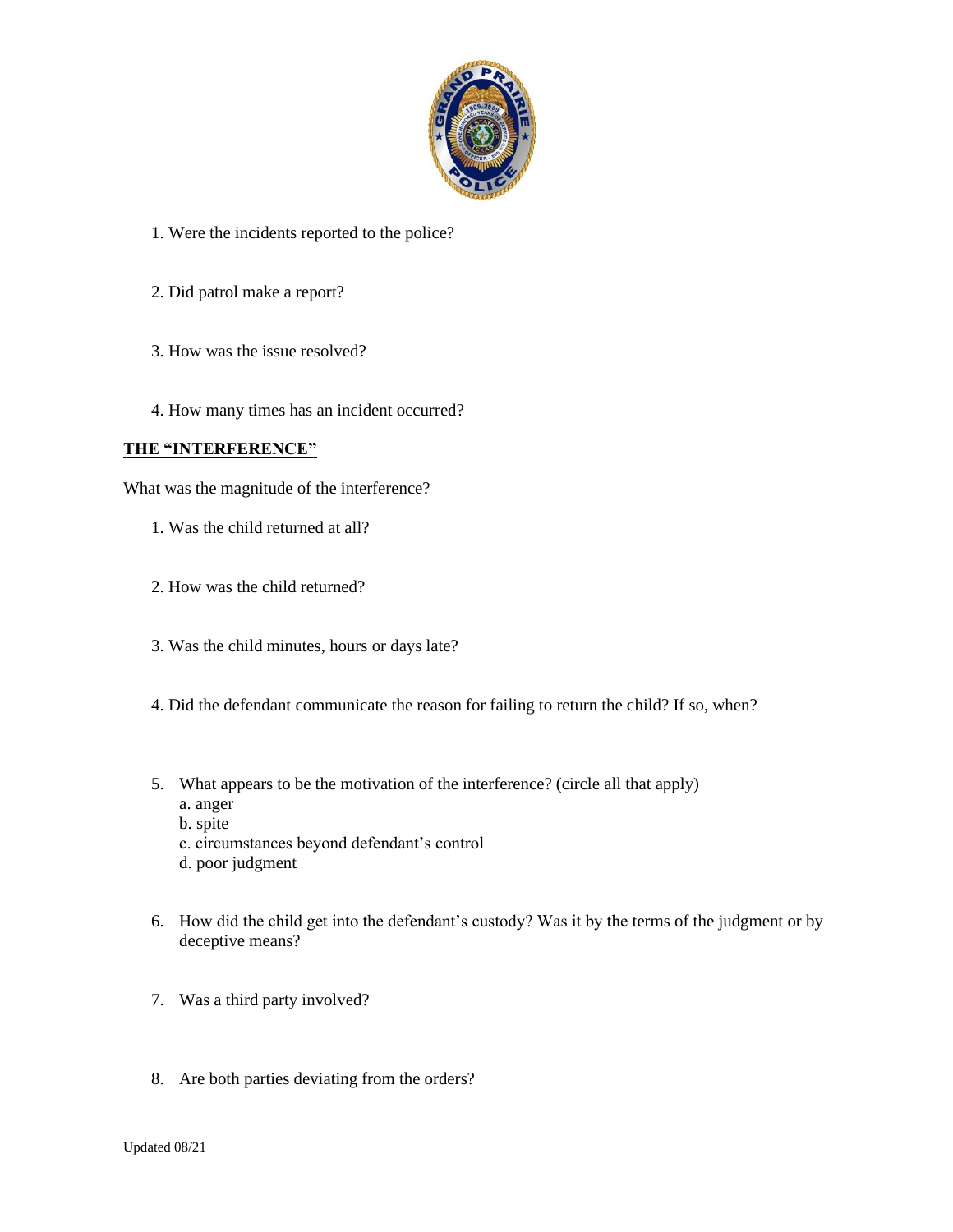1. Were the incidents reported to the police?

2. Did patrol make a report?

3. How was the issue resolved?

4. How many times has an incident occurred?

**THE "INTERFERENCE"**

What was the magnitude of the interference?

1. Was the child returned at all?

2. How was the child returned?

3. Was the child minutes, hours or days late?

4. Did the defendant communicate the reason for failing to return the child? If so, when?

5. What appears to be the motivation of the interference? (circle all that apply)
   a. anger
   b. spite
   c. circumstances beyond defendant's control
   d. poor judgment

6. How did the child get into the defendant's custody? Was it by the terms of the judgment or by deceptive means?

7. Was a third party involved?

8. Are both parties deviating from the orders?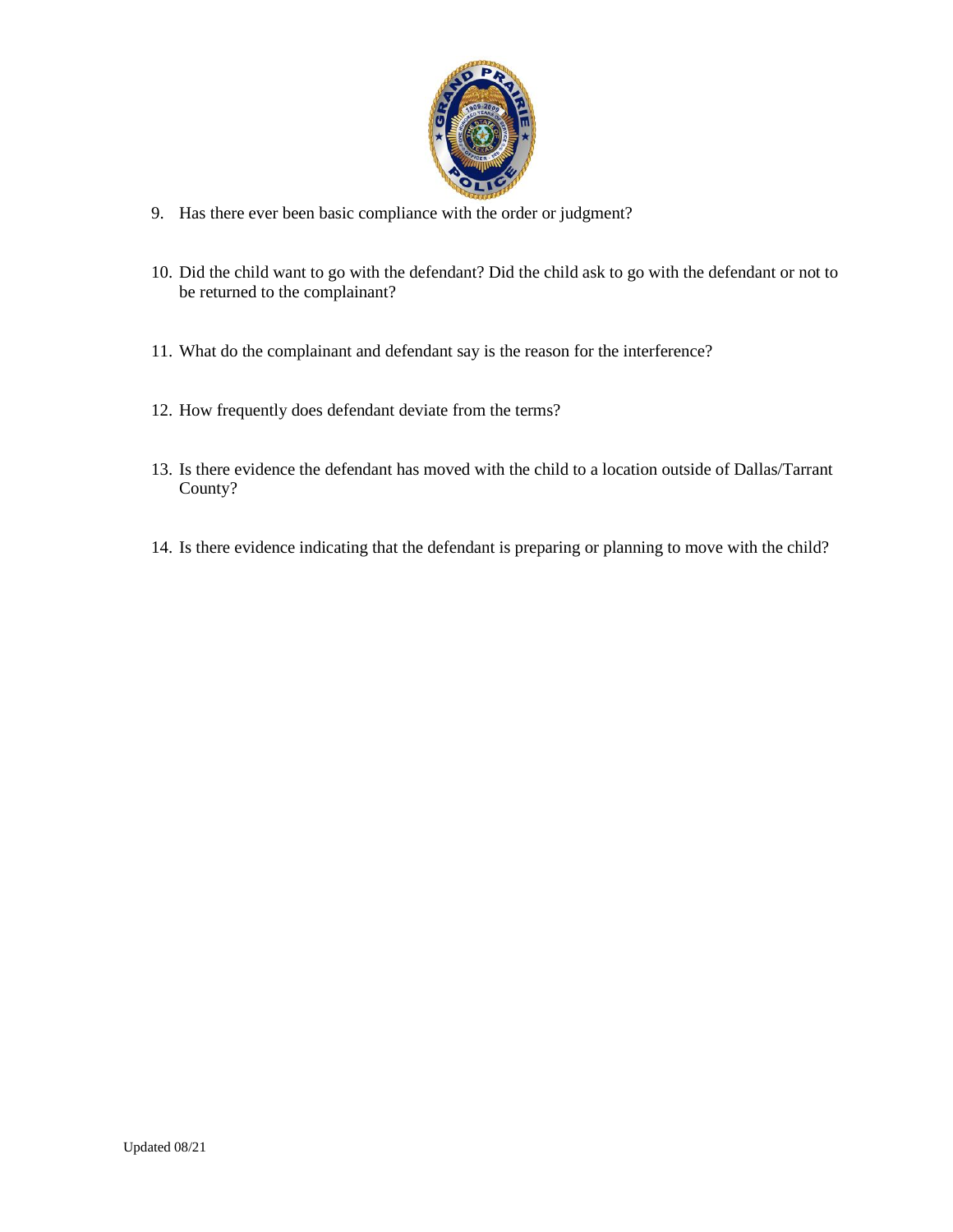9. Has there ever been basic compliance with the order or judgment?

10. Did the child want to go with the defendant? Did the child ask to go with the defendant or not to be returned to the complainant?

11. What do the complainant and defendant say is the reason for the interference?

12. How frequently does defendant deviate from the terms?

13. Is there evidence the defendant has moved with the child to a location outside of Dallas/Tarrant County?

14. Is there evidence indicating that the defendant is preparing or planning to move with the child?

Updated 08/21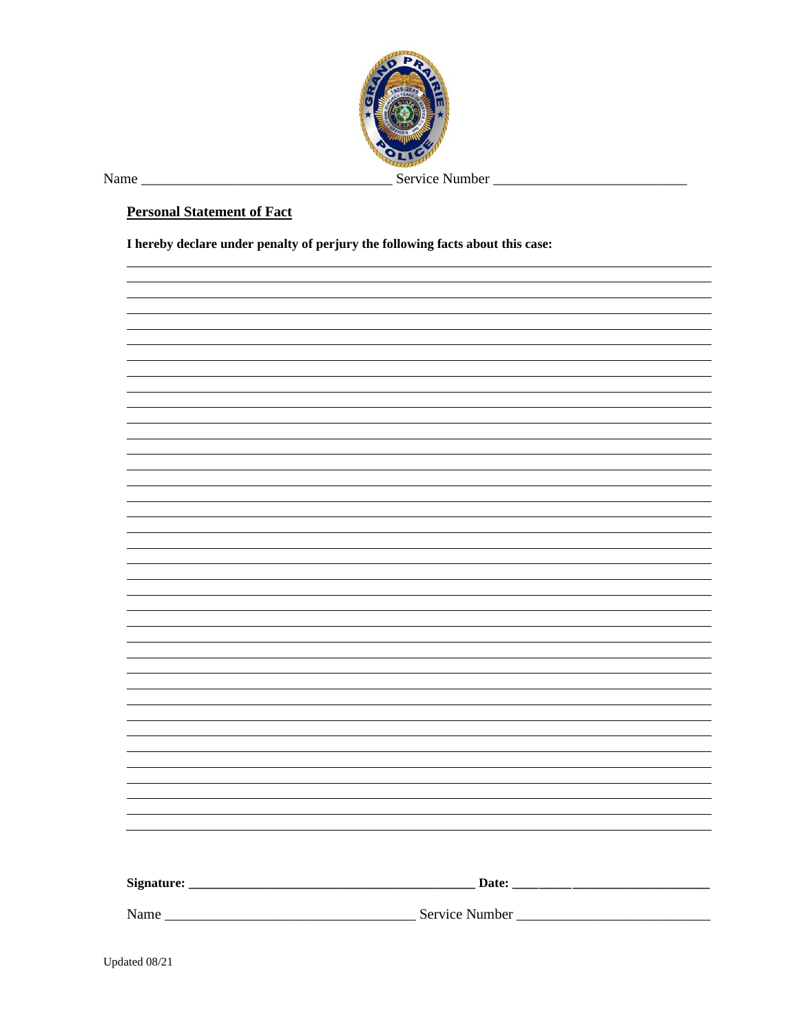Name ___________________________________ Service Number ___________________________

**Personal Statement of Fact**

**I hereby declare under penalty of perjury the following facts about this case:**

________________________________________________________________________________

________________________________________________________________________________

________________________________________________________________________________

________________________________________________________________________________

________________________________________________________________________________

________________________________________________________________________________

________________________________________________________________________________

________________________________________________________________________________

________________________________________________________________________________

________________________________________________________________________________

________________________________________________________________________________

________________________________________________________________________________

________________________________________________________________________________

________________________________________________________________________________

________________________________________________________________________________

________________________________________________________________________________

________________________________________________________________________________

________________________________________________________________________________

________________________________________________________________________________

________________________________________________________________________________

________________________________________________________________________________

________________________________________________________________________________

________________________________________________________________________________

________________________________________________________________________________

________________________________________________________________________________

________________________________________________________________________________

________________________________________________________________________________

________________________________________________________________________________

________________________________________________________________________________

________________________________________________________________________________

________________________________________________________________________________

________________________________________________________________________________

________________________________________________________________________________

________________________________________________________________________________

________________________________________________________________________________

________________________________________________________________________________

________________________________________________________________________________

**Signature: ____________________________________________ Date: ______________________________**

Name ____________________________________ Service Number ____________________________

Updated 08/21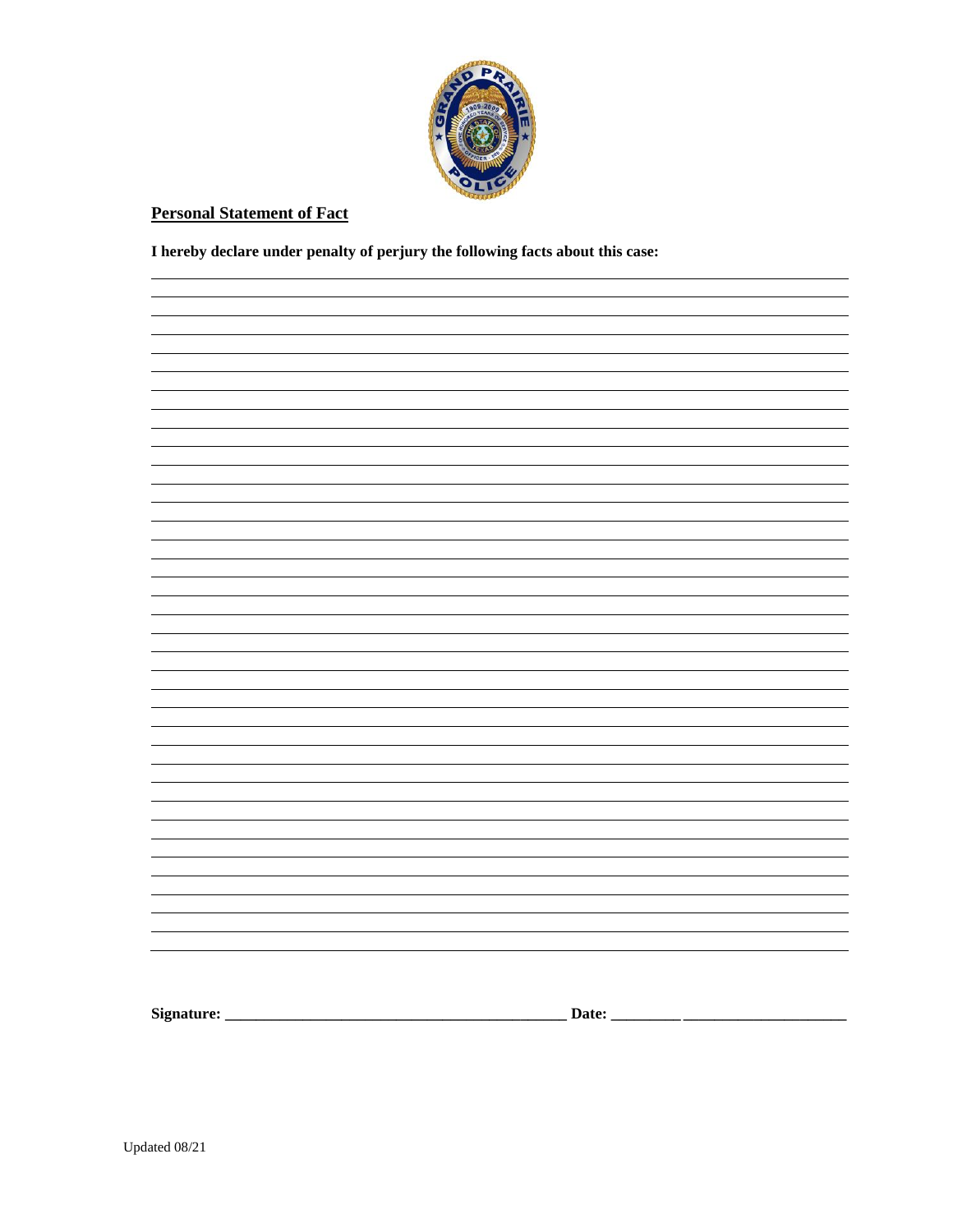**Personal Statement of Fact**

**I hereby declare under penalty of perjury the following facts about this case:**

______________________________________________________________________________
______________________________________________________________________________
______________________________________________________________________________
______________________________________________________________________________
______________________________________________________________________________
______________________________________________________________________________
______________________________________________________________________________
______________________________________________________________________________
______________________________________________________________________________
______________________________________________________________________________
______________________________________________________________________________
______________________________________________________________________________
______________________________________________________________________________
______________________________________________________________________________
______________________________________________________________________________
______________________________________________________________________________
______________________________________________________________________________
______________________________________________________________________________
______________________________________________________________________________
______________________________________________________________________________
______________________________________________________________________________
______________________________________________________________________________
______________________________________________________________________________
______________________________________________________________________________
______________________________________________________________________________
______________________________________________________________________________
______________________________________________________________________________
______________________________________________________________________________
______________________________________________________________________________
______________________________________________________________________________
______________________________________________________________________________
______________________________________________________________________________
______________________________________________________________________________
______________________________________________________________________________
______________________________________________________________________________
______________________________________________________________________________
______________________________________________________________________________

**Signature: ___________________________________________ Date: _________ _____________________**

Updated 08/21